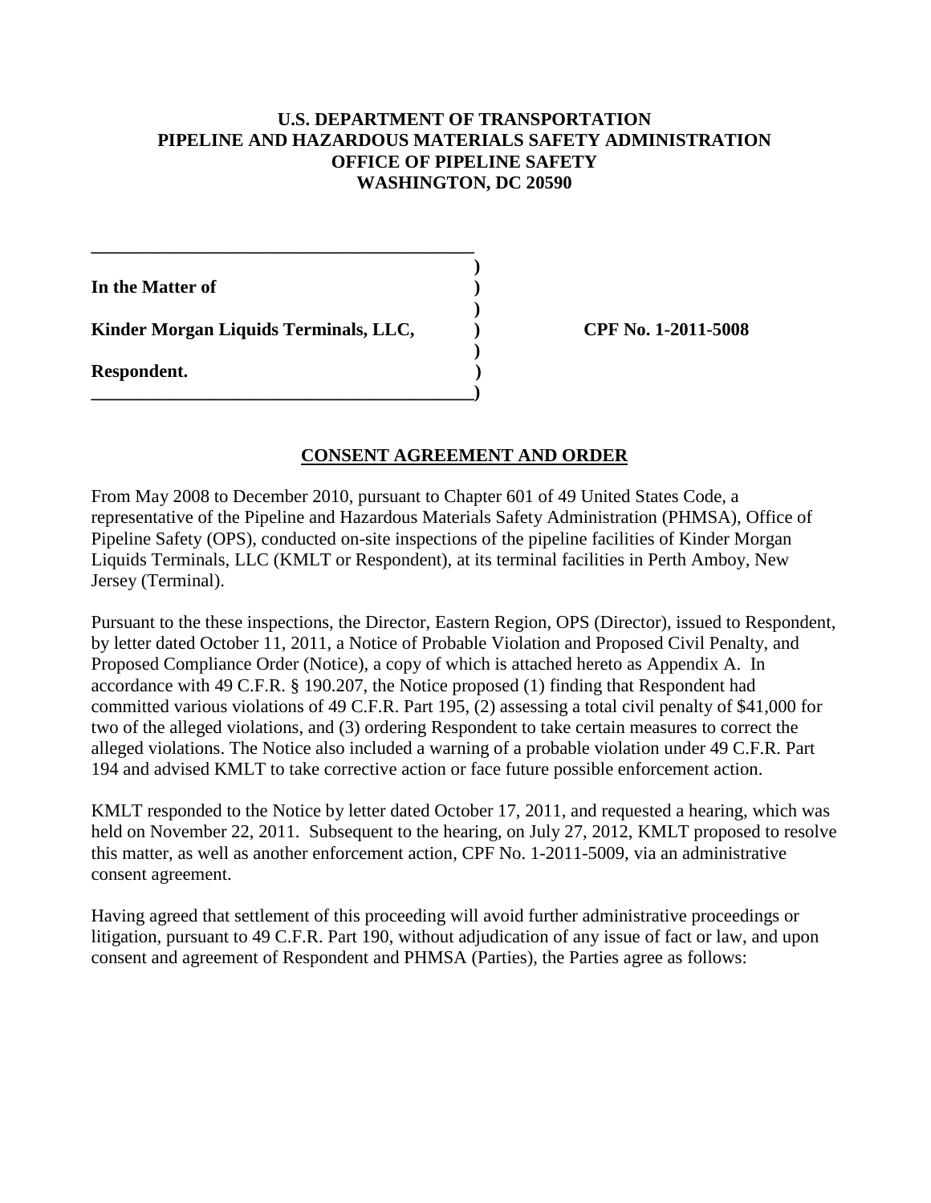**U.S. DEPARTMENT OF TRANSPORTATION**
**PIPELINE AND HAZARDOUS MATERIALS SAFETY ADMINISTRATION**
**OFFICE OF PIPELINE SAFETY**
**WASHINGTON, DC 20590**

**In the Matter of**

**Kinder Morgan Liquids Terminals, LLC,**

**Respondent.**

**CPF No. 1-2011-5008**

## CONSENT AGREEMENT AND ORDER

From May 2008 to December 2010, pursuant to Chapter 601 of 49 United States Code, a representative of the Pipeline and Hazardous Materials Safety Administration (PHMSA), Office of Pipeline Safety (OPS), conducted on-site inspections of the pipeline facilities of Kinder Morgan Liquids Terminals, LLC (KMLT or Respondent), at its terminal facilities in Perth Amboy, New Jersey (Terminal).

Pursuant to the these inspections, the Director, Eastern Region, OPS (Director), issued to Respondent, by letter dated October 11, 2011, a Notice of Probable Violation and Proposed Civil Penalty, and Proposed Compliance Order (Notice), a copy of which is attached hereto as Appendix A. In accordance with 49 C.F.R. § 190.207, the Notice proposed (1) finding that Respondent had committed various violations of 49 C.F.R. Part 195, (2) assessing a total civil penalty of $41,000 for two of the alleged violations, and (3) ordering Respondent to take certain measures to correct the alleged violations. The Notice also included a warning of a probable violation under 49 C.F.R. Part 194 and advised KMLT to take corrective action or face future possible enforcement action.

KMLT responded to the Notice by letter dated October 17, 2011, and requested a hearing, which was held on November 22, 2011. Subsequent to the hearing, on July 27, 2012, KMLT proposed to resolve this matter, as well as another enforcement action, CPF No. 1-2011-5009, via an administrative consent agreement.

Having agreed that settlement of this proceeding will avoid further administrative proceedings or litigation, pursuant to 49 C.F.R. Part 190, without adjudication of any issue of fact or law, and upon consent and agreement of Respondent and PHMSA (Parties), the Parties agree as follows: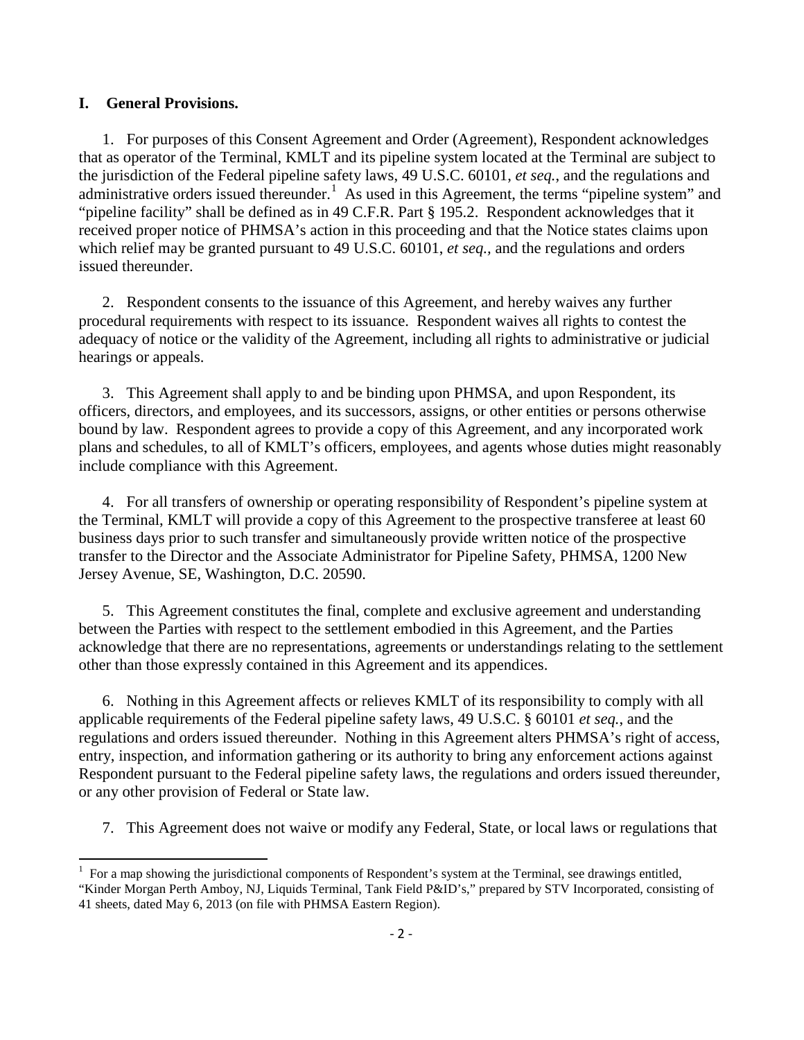## I. General Provisions.

1. For purposes of this Consent Agreement and Order (Agreement), Respondent acknowledges that as operator of the Terminal, KMLT and its pipeline system located at the Terminal are subject to the jurisdiction of the Federal pipeline safety laws, 49 U.S.C. 60101, *et seq.*, and the regulations and administrative orders issued thereunder.[1] As used in this Agreement, the terms "pipeline system" and "pipeline facility" shall be defined as in 49 C.F.R. Part § 195.2. Respondent acknowledges that it received proper notice of PHMSA's action in this proceeding and that the Notice states claims upon which relief may be granted pursuant to 49 U.S.C. 60101, *et seq.*, and the regulations and orders issued thereunder.

2. Respondent consents to the issuance of this Agreement, and hereby waives any further procedural requirements with respect to its issuance. Respondent waives all rights to contest the adequacy of notice or the validity of the Agreement, including all rights to administrative or judicial hearings or appeals.

3. This Agreement shall apply to and be binding upon PHMSA, and upon Respondent, its officers, directors, and employees, and its successors, assigns, or other entities or persons otherwise bound by law. Respondent agrees to provide a copy of this Agreement, and any incorporated work plans and schedules, to all of KMLT's officers, employees, and agents whose duties might reasonably include compliance with this Agreement.

4. For all transfers of ownership or operating responsibility of Respondent's pipeline system at the Terminal, KMLT will provide a copy of this Agreement to the prospective transferee at least 60 business days prior to such transfer and simultaneously provide written notice of the prospective transfer to the Director and the Associate Administrator for Pipeline Safety, PHMSA, 1200 New Jersey Avenue, SE, Washington, D.C. 20590.

5. This Agreement constitutes the final, complete and exclusive agreement and understanding between the Parties with respect to the settlement embodied in this Agreement, and the Parties acknowledge that there are no representations, agreements or understandings relating to the settlement other than those expressly contained in this Agreement and its appendices.

6. Nothing in this Agreement affects or relieves KMLT of its responsibility to comply with all applicable requirements of the Federal pipeline safety laws, 49 U.S.C. § 60101 *et seq.*, and the regulations and orders issued thereunder. Nothing in this Agreement alters PHMSA's right of access, entry, inspection, and information gathering or its authority to bring any enforcement actions against Respondent pursuant to the Federal pipeline safety laws, the regulations and orders issued thereunder, or any other provision of Federal or State law.

7. This Agreement does not waive or modify any Federal, State, or local laws or regulations that

---

[1] For a map showing the jurisdictional components of Respondent's system at the Terminal, see drawings entitled, "Kinder Morgan Perth Amboy, NJ, Liquids Terminal, Tank Field P&ID's," prepared by STV Incorporated, consisting of 41 sheets, dated May 6, 2013 (on file with PHMSA Eastern Region).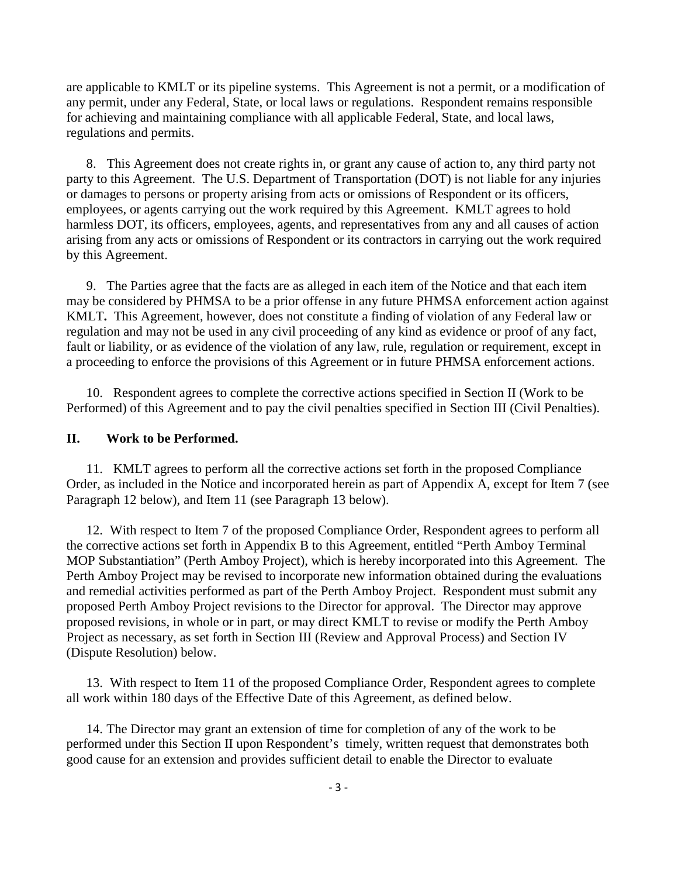are applicable to KMLT or its pipeline systems. This Agreement is not a permit, or a modification of any permit, under any Federal, State, or local laws or regulations. Respondent remains responsible for achieving and maintaining compliance with all applicable Federal, State, and local laws, regulations and permits.

8. This Agreement does not create rights in, or grant any cause of action to, any third party not party to this Agreement. The U.S. Department of Transportation (DOT) is not liable for any injuries or damages to persons or property arising from acts or omissions of Respondent or its officers, employees, or agents carrying out the work required by this Agreement. KMLT agrees to hold harmless DOT, its officers, employees, agents, and representatives from any and all causes of action arising from any acts or omissions of Respondent or its contractors in carrying out the work required by this Agreement.

9. The Parties agree that the facts are as alleged in each item of the Notice and that each item may be considered by PHMSA to be a prior offense in any future PHMSA enforcement action against KMLT**.** This Agreement, however, does not constitute a finding of violation of any Federal law or regulation and may not be used in any civil proceeding of any kind as evidence or proof of any fact, fault or liability, or as evidence of the violation of any law, rule, regulation or requirement, except in a proceeding to enforce the provisions of this Agreement or in future PHMSA enforcement actions.

10. Respondent agrees to complete the corrective actions specified in Section II (Work to be Performed) of this Agreement and to pay the civil penalties specified in Section III (Civil Penalties).

## II. Work to be Performed.

11. KMLT agrees to perform all the corrective actions set forth in the proposed Compliance Order, as included in the Notice and incorporated herein as part of Appendix A, except for Item 7 (see Paragraph 12 below), and Item 11 (see Paragraph 13 below).

12. With respect to Item 7 of the proposed Compliance Order, Respondent agrees to perform all the corrective actions set forth in Appendix B to this Agreement, entitled "Perth Amboy Terminal MOP Substantiation" (Perth Amboy Project), which is hereby incorporated into this Agreement. The Perth Amboy Project may be revised to incorporate new information obtained during the evaluations and remedial activities performed as part of the Perth Amboy Project. Respondent must submit any proposed Perth Amboy Project revisions to the Director for approval. The Director may approve proposed revisions, in whole or in part, or may direct KMLT to revise or modify the Perth Amboy Project as necessary, as set forth in Section III (Review and Approval Process) and Section IV (Dispute Resolution) below.

13. With respect to Item 11 of the proposed Compliance Order, Respondent agrees to complete all work within 180 days of the Effective Date of this Agreement, as defined below.

14. The Director may grant an extension of time for completion of any of the work to be performed under this Section II upon Respondent's timely, written request that demonstrates both good cause for an extension and provides sufficient detail to enable the Director to evaluate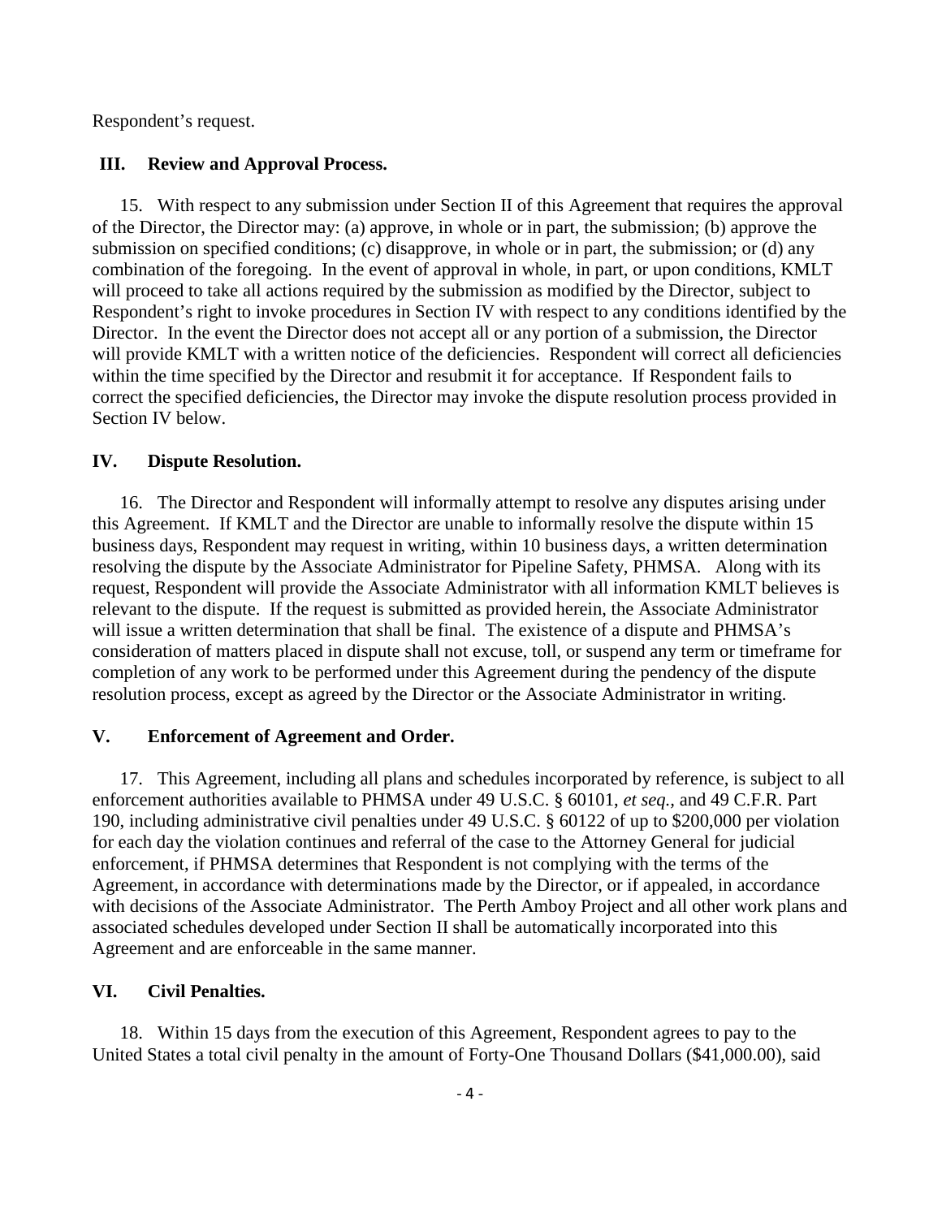Respondent's request.

## III. Review and Approval Process.

15. With respect to any submission under Section II of this Agreement that requires the approval of the Director, the Director may: (a) approve, in whole or in part, the submission; (b) approve the submission on specified conditions; (c) disapprove, in whole or in part, the submission; or (d) any combination of the foregoing. In the event of approval in whole, in part, or upon conditions, KMLT will proceed to take all actions required by the submission as modified by the Director, subject to Respondent's right to invoke procedures in Section IV with respect to any conditions identified by the Director. In the event the Director does not accept all or any portion of a submission, the Director will provide KMLT with a written notice of the deficiencies. Respondent will correct all deficiencies within the time specified by the Director and resubmit it for acceptance. If Respondent fails to correct the specified deficiencies, the Director may invoke the dispute resolution process provided in Section IV below.

## IV. Dispute Resolution.

16. The Director and Respondent will informally attempt to resolve any disputes arising under this Agreement. If KMLT and the Director are unable to informally resolve the dispute within 15 business days, Respondent may request in writing, within 10 business days, a written determination resolving the dispute by the Associate Administrator for Pipeline Safety, PHMSA. Along with its request, Respondent will provide the Associate Administrator with all information KMLT believes is relevant to the dispute. If the request is submitted as provided herein, the Associate Administrator will issue a written determination that shall be final. The existence of a dispute and PHMSA's consideration of matters placed in dispute shall not excuse, toll, or suspend any term or timeframe for completion of any work to be performed under this Agreement during the pendency of the dispute resolution process, except as agreed by the Director or the Associate Administrator in writing.

## V. Enforcement of Agreement and Order.

17. This Agreement, including all plans and schedules incorporated by reference, is subject to all enforcement authorities available to PHMSA under 49 U.S.C. § 60101, *et seq.,* and 49 C.F.R. Part 190, including administrative civil penalties under 49 U.S.C. § 60122 of up to $200,000 per violation for each day the violation continues and referral of the case to the Attorney General for judicial enforcement, if PHMSA determines that Respondent is not complying with the terms of the Agreement, in accordance with determinations made by the Director, or if appealed, in accordance with decisions of the Associate Administrator. The Perth Amboy Project and all other work plans and associated schedules developed under Section II shall be automatically incorporated into this Agreement and are enforceable in the same manner.

## VI. Civil Penalties.

18. Within 15 days from the execution of this Agreement, Respondent agrees to pay to the United States a total civil penalty in the amount of Forty-One Thousand Dollars ($41,000.00), said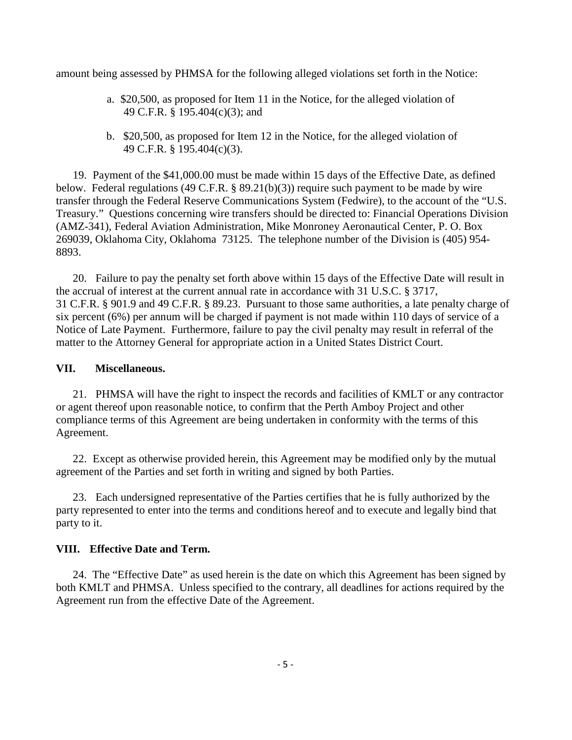amount being assessed by PHMSA for the following alleged violations set forth in the Notice:

a. \$20,500, as proposed for Item 11 in the Notice, for the alleged violation of 49 C.F.R. § 195.404(c)(3); and

b. \$20,500, as proposed for Item 12 in the Notice, for the alleged violation of 49 C.F.R. § 195.404(c)(3).

19. Payment of the \$41,000.00 must be made within 15 days of the Effective Date, as defined below. Federal regulations (49 C.F.R. § 89.21(b)(3)) require such payment to be made by wire transfer through the Federal Reserve Communications System (Fedwire), to the account of the "U.S. Treasury." Questions concerning wire transfers should be directed to: Financial Operations Division (AMZ-341), Federal Aviation Administration, Mike Monroney Aeronautical Center, P. O. Box 269039, Oklahoma City, Oklahoma 73125. The telephone number of the Division is (405) 954-8893.

20. Failure to pay the penalty set forth above within 15 days of the Effective Date will result in the accrual of interest at the current annual rate in accordance with 31 U.S.C. § 3717, 31 C.F.R. § 901.9 and 49 C.F.R. § 89.23. Pursuant to those same authorities, a late penalty charge of six percent (6%) per annum will be charged if payment is not made within 110 days of service of a Notice of Late Payment. Furthermore, failure to pay the civil penalty may result in referral of the matter to the Attorney General for appropriate action in a United States District Court.

## VII. Miscellaneous.

21. PHMSA will have the right to inspect the records and facilities of KMLT or any contractor or agent thereof upon reasonable notice, to confirm that the Perth Amboy Project and other compliance terms of this Agreement are being undertaken in conformity with the terms of this Agreement.

22. Except as otherwise provided herein, this Agreement may be modified only by the mutual agreement of the Parties and set forth in writing and signed by both Parties.

23. Each undersigned representative of the Parties certifies that he is fully authorized by the party represented to enter into the terms and conditions hereof and to execute and legally bind that party to it.

## VIII. Effective Date and Term.

24. The "Effective Date" as used herein is the date on which this Agreement has been signed by both KMLT and PHMSA. Unless specified to the contrary, all deadlines for actions required by the Agreement run from the effective Date of the Agreement.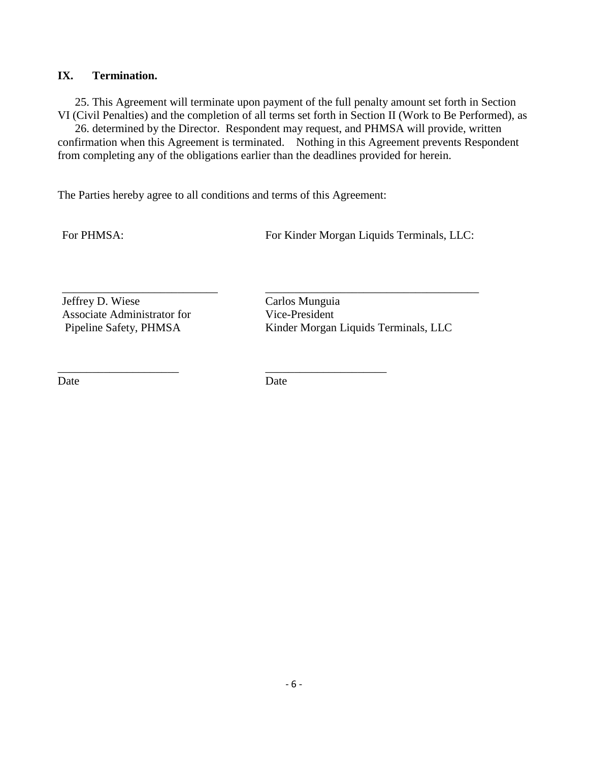## IX. Termination.

25. This Agreement will terminate upon payment of the full penalty amount set forth in Section VI (Civil Penalties) and the completion of all terms set forth in Section II (Work to Be Performed), as

26. determined by the Director. Respondent may request, and PHMSA will provide, written confirmation when this Agreement is terminated. Nothing in this Agreement prevents Respondent from completing any of the obligations earlier than the deadlines provided for herein.

The Parties hereby agree to all conditions and terms of this Agreement:

| For PHMSA: | For Kinder Morgan Liquids Terminals, LLC: |
|---|---|
| ___________________________ | _____________________________________ |
| Jeffrey D. Wiese<br>Associate Administrator for<br>Pipeline Safety, PHMSA | Carlos Munguia<br>Vice-President<br>Kinder Morgan Liquids Terminals, LLC |
| _____________________ | _____________________ |
| Date | Date |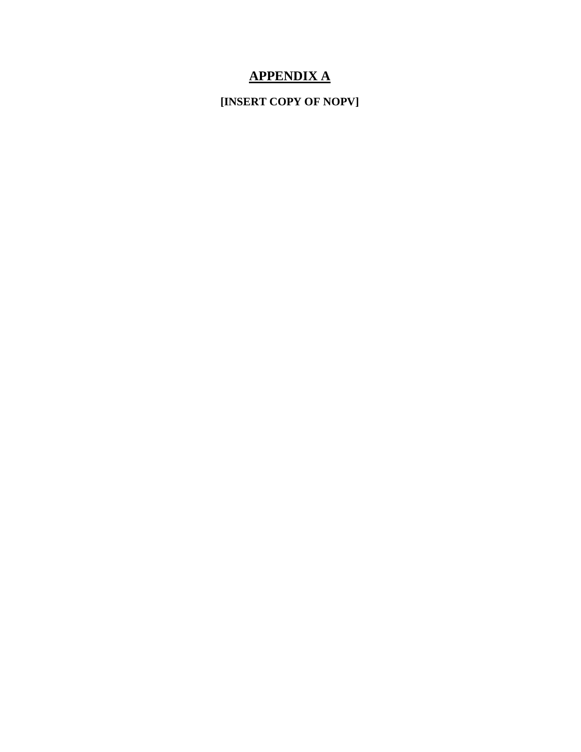# APPENDIX A

**[INSERT COPY OF NOPV]**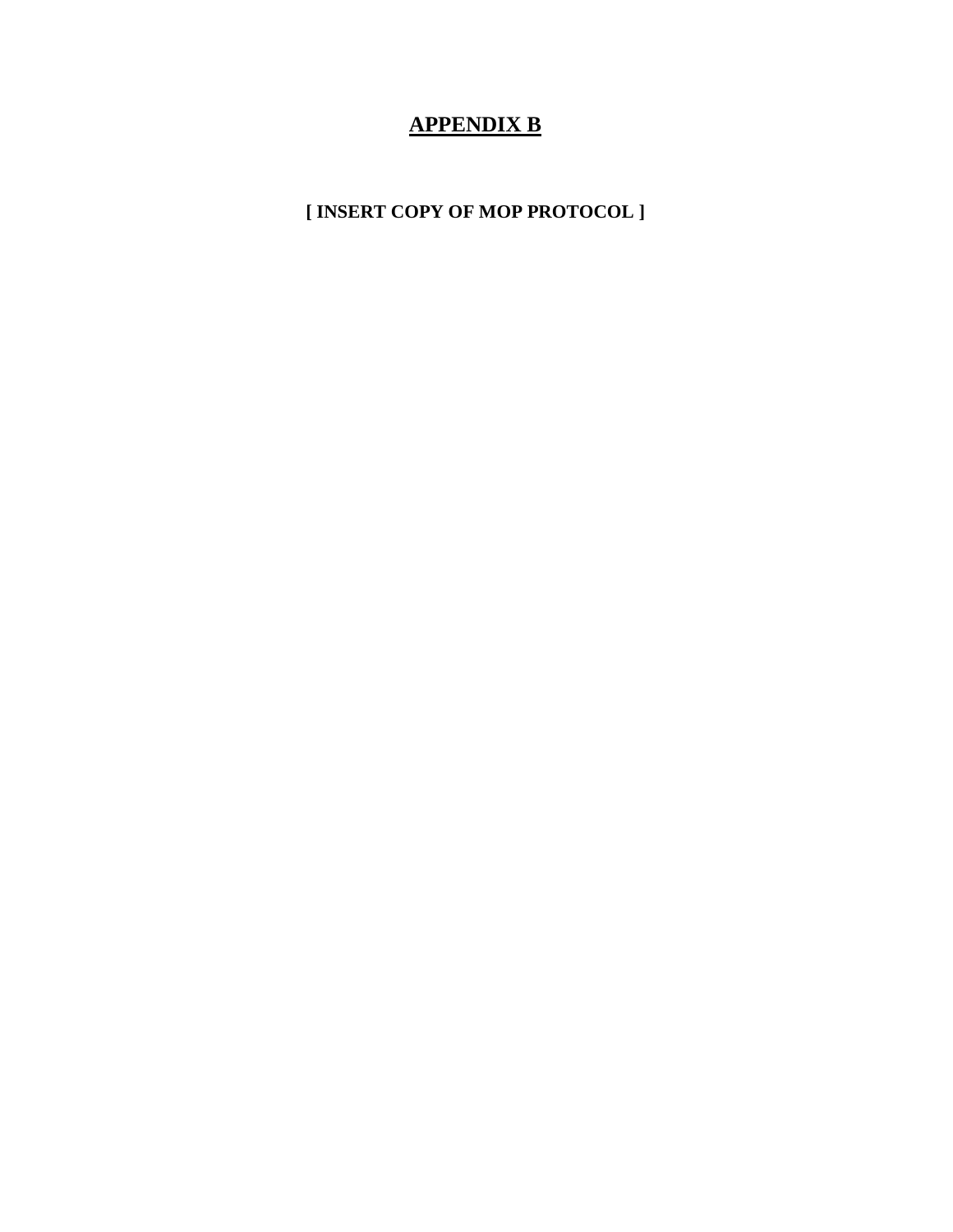# **APPENDIX B**

**[ INSERT COPY OF MOP PROTOCOL ]**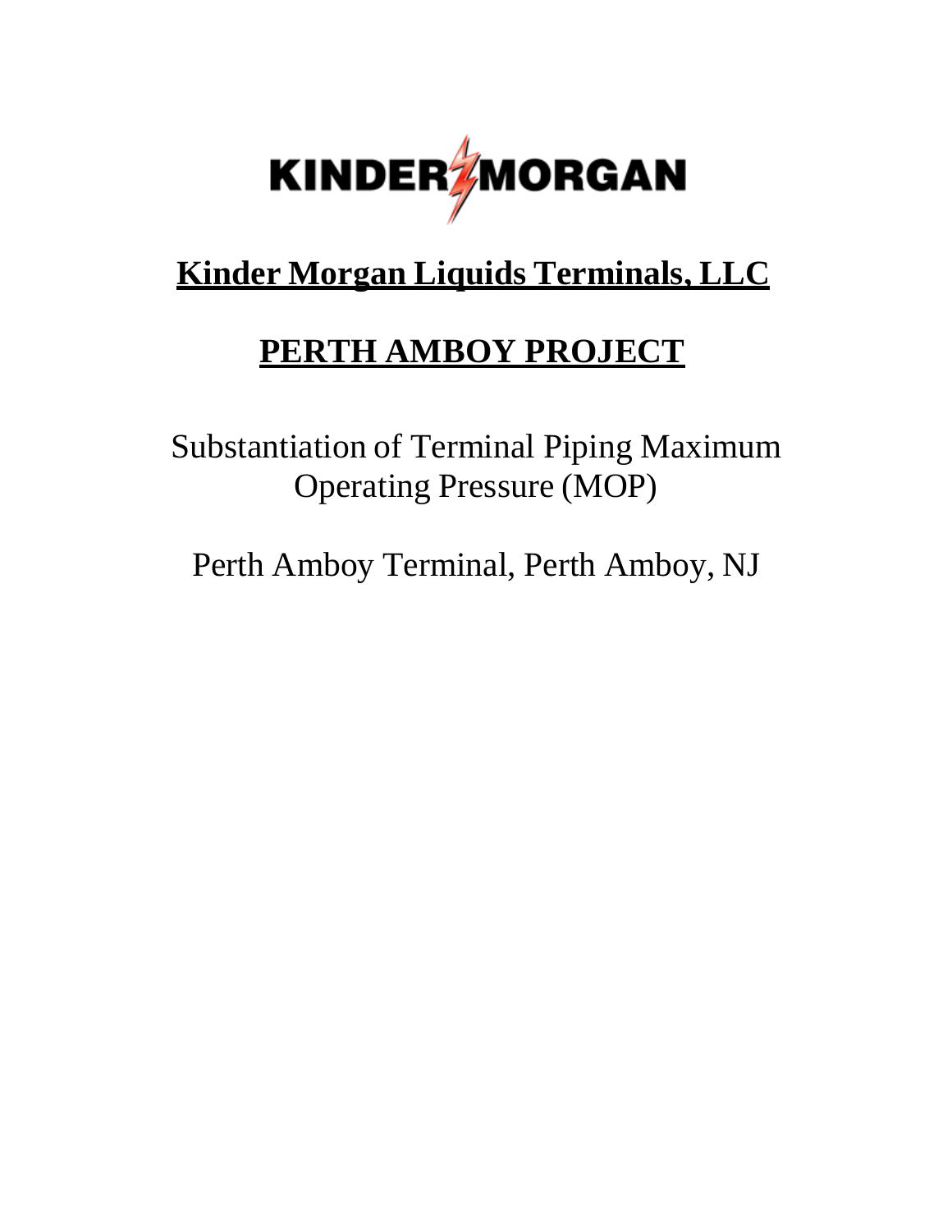KINDER MORGAN

**Kinder Morgan Liquids Terminals, LLC**

**PERTH AMBOY PROJECT**

Substantiation of Terminal Piping Maximum Operating Pressure (MOP)

Perth Amboy Terminal, Perth Amboy, NJ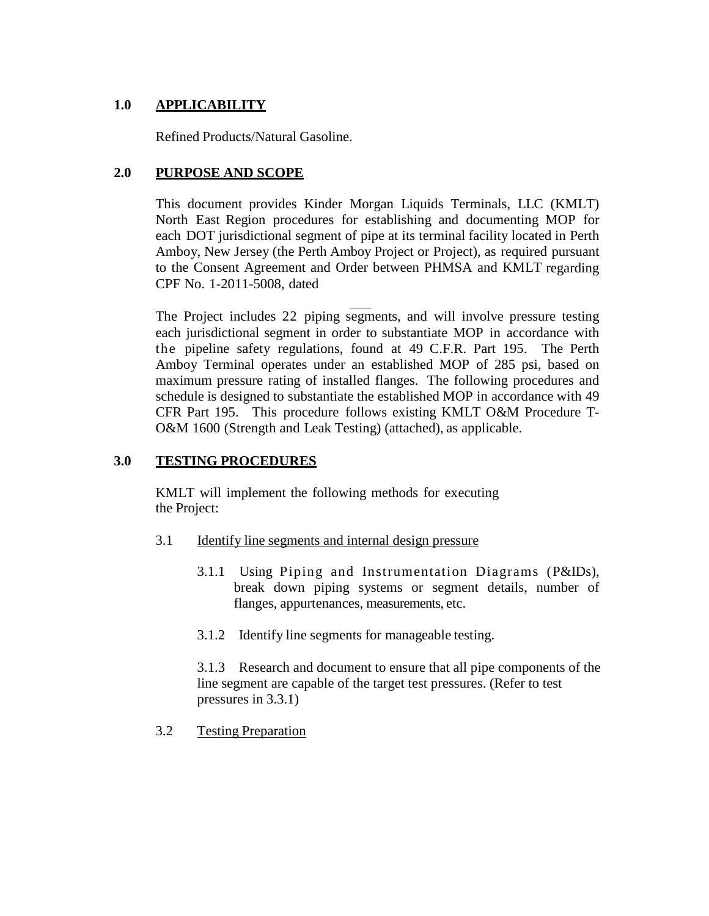## 1.0 APPLICABILITY

Refined Products/Natural Gasoline.

## 2.0 PURPOSE AND SCOPE

This document provides Kinder Morgan Liquids Terminals, LLC (KMLT) North East Region procedures for establishing and documenting MOP for each DOT jurisdictional segment of pipe at its terminal facility located in Perth Amboy, New Jersey (the Perth Amboy Project or Project), as required pursuant to the Consent Agreement and Order between PHMSA and KMLT regarding CPF No. 1-2011-5008, dated \_\_\_

The Project includes 22 piping segments, and will involve pressure testing each jurisdictional segment in order to substantiate MOP in accordance with the pipeline safety regulations, found at 49 C.F.R. Part 195. The Perth Amboy Terminal operates under an established MOP of 285 psi, based on maximum pressure rating of installed flanges. The following procedures and schedule is designed to substantiate the established MOP in accordance with 49 CFR Part 195. This procedure follows existing KMLT O&M Procedure T-O&M 1600 (Strength and Leak Testing) (attached), as applicable.

## 3.0 TESTING PROCEDURES

KMLT will implement the following methods for executing the Project:

### 3.1 Identify line segments and internal design pressure

3.1.1 Using Piping and Instrumentation Diagrams (P&IDs), break down piping systems or segment details, number of flanges, appurtenances, measurements, etc.

3.1.2 Identify line segments for manageable testing.

3.1.3 Research and document to ensure that all pipe components of the line segment are capable of the target test pressures. (Refer to test pressures in 3.3.1)

### 3.2 Testing Preparation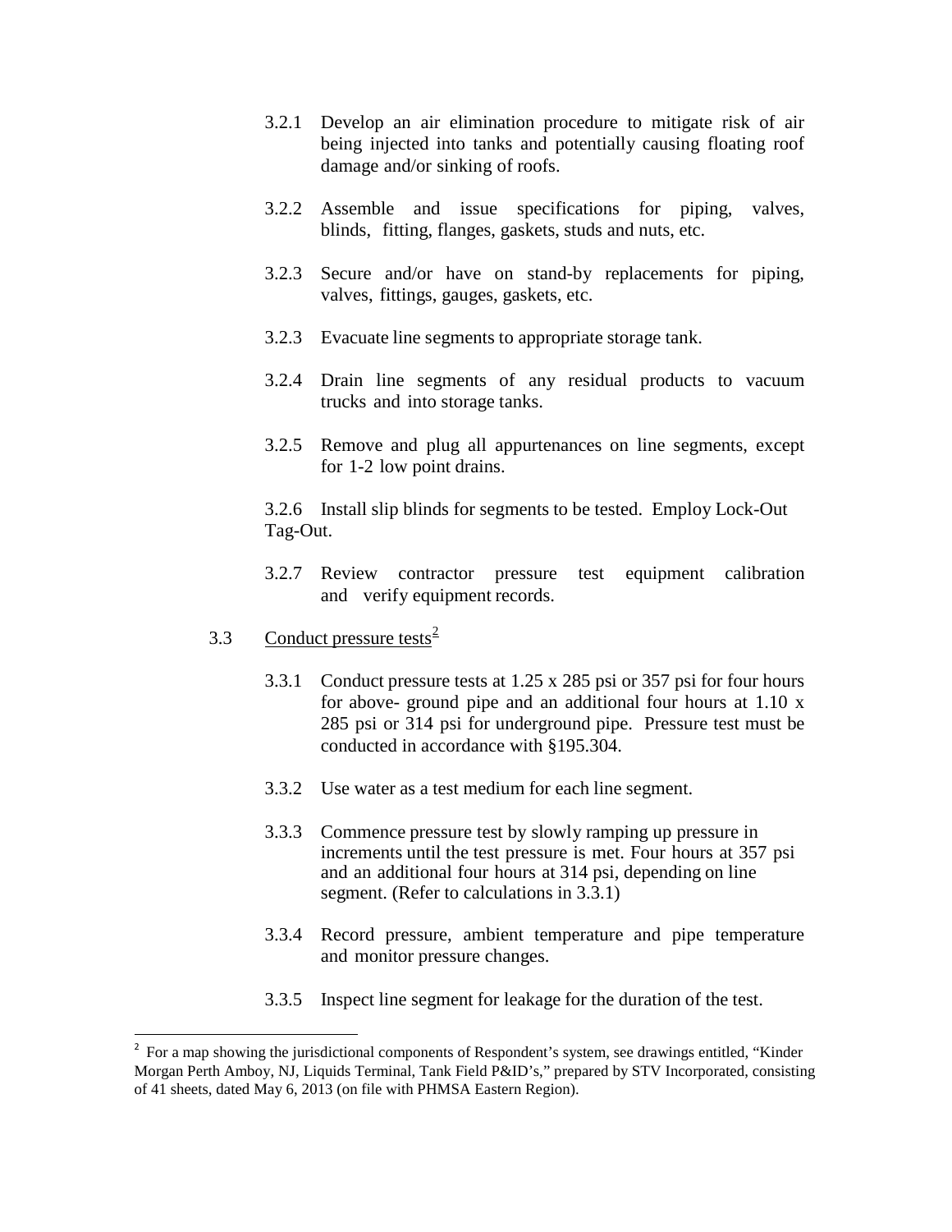3.2.1 Develop an air elimination procedure to mitigate risk of air being injected into tanks and potentially causing floating roof damage and/or sinking of roofs.

3.2.2 Assemble and issue specifications for piping, valves, blinds, fitting, flanges, gaskets, studs and nuts, etc.

3.2.3 Secure and/or have on stand-by replacements for piping, valves, fittings, gauges, gaskets, etc.

3.2.3 Evacuate line segments to appropriate storage tank.

3.2.4 Drain line segments of any residual products to vacuum trucks and into storage tanks.

3.2.5 Remove and plug all appurtenances on line segments, except for 1-2 low point drains.

3.2.6 Install slip blinds for segments to be tested. Employ Lock-Out Tag-Out.

3.2.7 Review contractor pressure test equipment calibration and verify equipment records.

3.3 Conduct pressure tests[2]

3.3.1 Conduct pressure tests at 1.25 x 285 psi or 357 psi for four hours for above- ground pipe and an additional four hours at 1.10 x 285 psi or 314 psi for underground pipe. Pressure test must be conducted in accordance with §195.304.

3.3.2 Use water as a test medium for each line segment.

3.3.3 Commence pressure test by slowly ramping up pressure in increments until the test pressure is met. Four hours at 357 psi and an additional four hours at 314 psi, depending on line segment. (Refer to calculations in 3.3.1)

3.3.4 Record pressure, ambient temperature and pipe temperature and monitor pressure changes.

3.3.5 Inspect line segment for leakage for the duration of the test.

[2] For a map showing the jurisdictional components of Respondent's system, see drawings entitled, "Kinder Morgan Perth Amboy, NJ, Liquids Terminal, Tank Field P&ID's," prepared by STV Incorporated, consisting of 41 sheets, dated May 6, 2013 (on file with PHMSA Eastern Region).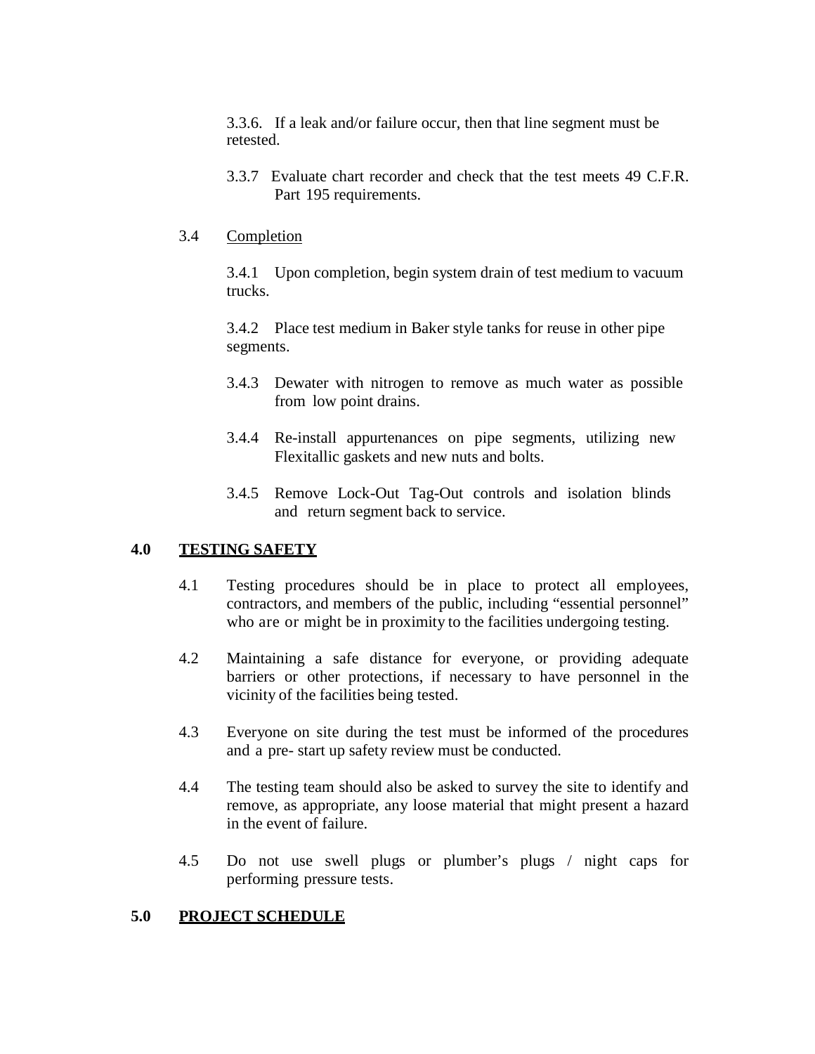3.3.6. If a leak and/or failure occur, then that line segment must be retested.

3.3.7 Evaluate chart recorder and check that the test meets 49 C.F.R. Part 195 requirements.

3.4 Completion

3.4.1 Upon completion, begin system drain of test medium to vacuum trucks.

3.4.2 Place test medium in Baker style tanks for reuse in other pipe segments.

3.4.3 Dewater with nitrogen to remove as much water as possible from low point drains.

3.4.4 Re-install appurtenances on pipe segments, utilizing new Flexitallic gaskets and new nuts and bolts.

3.4.5 Remove Lock-Out Tag-Out controls and isolation blinds and return segment back to service.

## 4.0 TESTING SAFETY

4.1 Testing procedures should be in place to protect all employees, contractors, and members of the public, including “essential personnel” who are or might be in proximity to the facilities undergoing testing.

4.2 Maintaining a safe distance for everyone, or providing adequate barriers or other protections, if necessary to have personnel in the vicinity of the facilities being tested.

4.3 Everyone on site during the test must be informed of the procedures and a pre- start up safety review must be conducted.

4.4 The testing team should also be asked to survey the site to identify and remove, as appropriate, any loose material that might present a hazard in the event of failure.

4.5 Do not use swell plugs or plumber’s plugs / night caps for performing pressure tests.

## 5.0 PROJECT SCHEDULE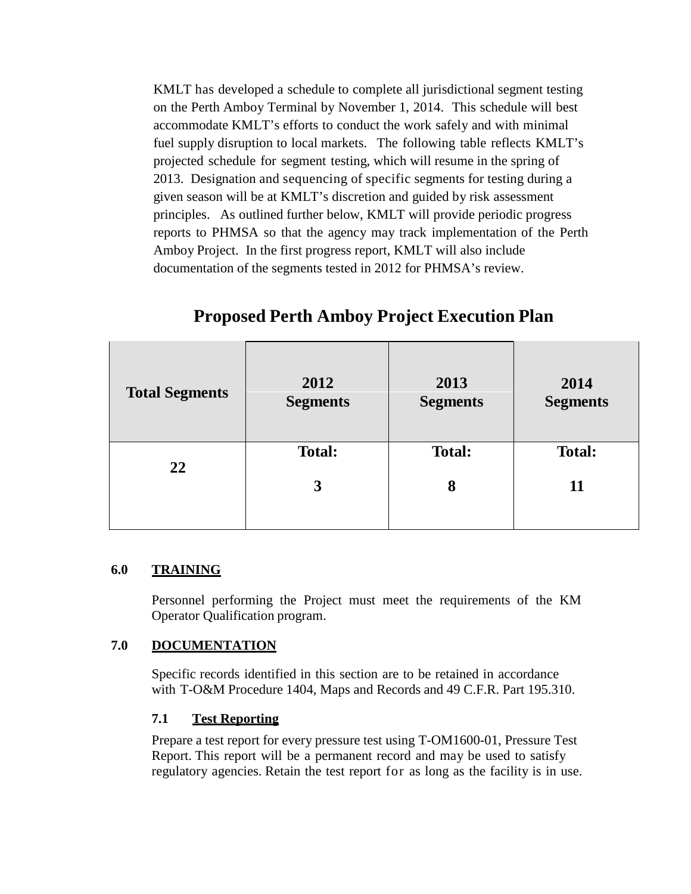KMLT has developed a schedule to complete all jurisdictional segment testing on the Perth Amboy Terminal by November 1, 2014. This schedule will best accommodate KMLT's efforts to conduct the work safely and with minimal fuel supply disruption to local markets. The following table reflects KMLT's projected schedule for segment testing, which will resume in the spring of 2013. Designation and sequencing of specific segments for testing during a given season will be at KMLT's discretion and guided by risk assessment principles. As outlined further below, KMLT will provide periodic progress reports to PHMSA so that the agency may track implementation of the Perth Amboy Project. In the first progress report, KMLT will also include documentation of the segments tested in 2012 for PHMSA's review.

## Proposed Perth Amboy Project Execution Plan

| Total Segments | 2012 Segments | 2013 Segments | 2014 Segments |
|---|---|---|---|
| 22 | Total: 3 | Total: 8 | Total: 11 |

## 6.0 TRAINING

Personnel performing the Project must meet the requirements of the KM Operator Qualification program.

## 7.0 DOCUMENTATION

Specific records identified in this section are to be retained in accordance with T-O&M Procedure 1404, Maps and Records and 49 C.F.R. Part 195.310.

### 7.1 Test Reporting

Prepare a test report for every pressure test using T-OM1600-01, Pressure Test Report. This report will be a permanent record and may be used to satisfy regulatory agencies. Retain the test report for as long as the facility is in use.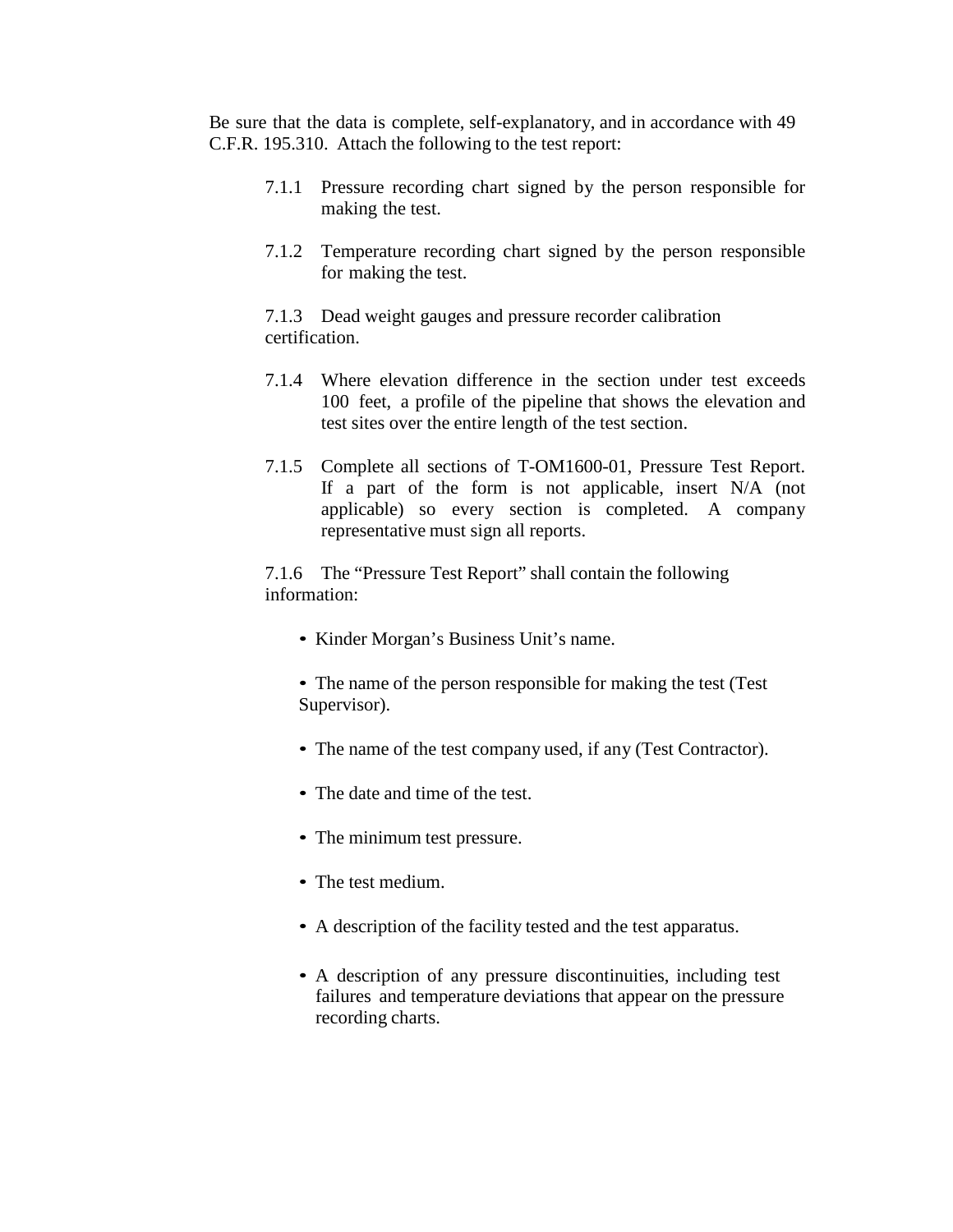Be sure that the data is complete, self-explanatory, and in accordance with 49 C.F.R. 195.310. Attach the following to the test report:

7.1.1 Pressure recording chart signed by the person responsible for making the test.

7.1.2 Temperature recording chart signed by the person responsible for making the test.

7.1.3 Dead weight gauges and pressure recorder calibration certification.

7.1.4 Where elevation difference in the section under test exceeds 100 feet, a profile of the pipeline that shows the elevation and test sites over the entire length of the test section.

7.1.5 Complete all sections of T-OM1600-01, Pressure Test Report. If a part of the form is not applicable, insert N/A (not applicable) so every section is completed. A company representative must sign all reports.

7.1.6 The "Pressure Test Report" shall contain the following information:

- Kinder Morgan's Business Unit's name.
- The name of the person responsible for making the test (Test Supervisor).
- The name of the test company used, if any (Test Contractor).
- The date and time of the test.
- The minimum test pressure.
- The test medium.
- A description of the facility tested and the test apparatus.
- A description of any pressure discontinuities, including test failures and temperature deviations that appear on the pressure recording charts.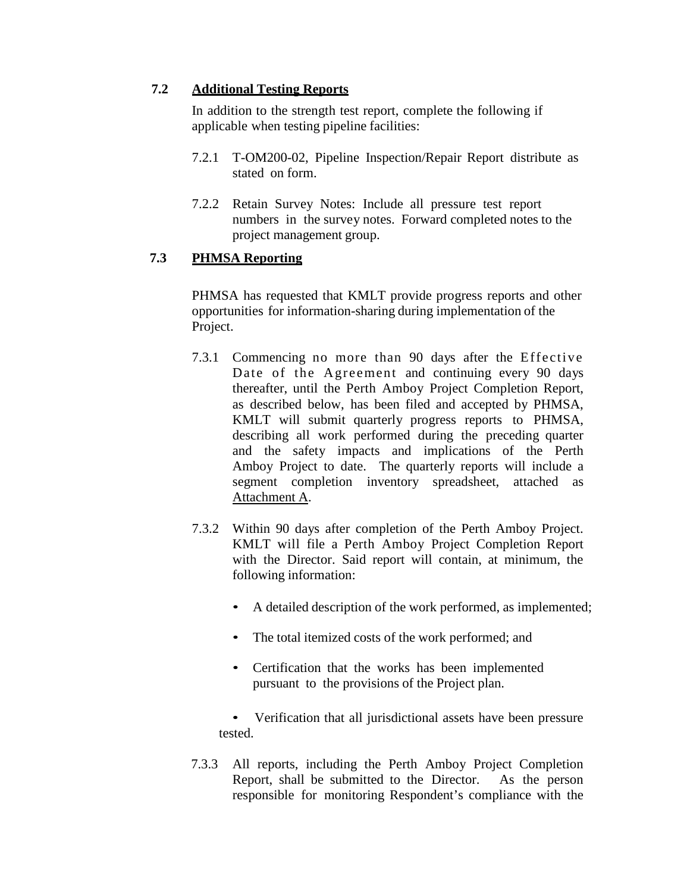### 7.2 Additional Testing Reports

In addition to the strength test report, complete the following if applicable when testing pipeline facilities:

7.2.1 T-OM200-02, Pipeline Inspection/Repair Report distribute as stated on form.

7.2.2 Retain Survey Notes: Include all pressure test report numbers in the survey notes. Forward completed notes to the project management group.

### 7.3 PHMSA Reporting

PHMSA has requested that KMLT provide progress reports and other opportunities for information-sharing during implementation of the Project.

7.3.1 Commencing no more than 90 days after the Effective Date of the Agreement and continuing every 90 days thereafter, until the Perth Amboy Project Completion Report, as described below, has been filed and accepted by PHMSA, KMLT will submit quarterly progress reports to PHMSA, describing all work performed during the preceding quarter and the safety impacts and implications of the Perth Amboy Project to date. The quarterly reports will include a segment completion inventory spreadsheet, attached as Attachment A.

7.3.2 Within 90 days after completion of the Perth Amboy Project. KMLT will file a Perth Amboy Project Completion Report with the Director. Said report will contain, at minimum, the following information:

- A detailed description of the work performed, as implemented;
- The total itemized costs of the work performed; and
- Certification that the works has been implemented pursuant to the provisions of the Project plan.
- Verification that all jurisdictional assets have been pressure tested.

7.3.3 All reports, including the Perth Amboy Project Completion Report, shall be submitted to the Director. As the person responsible for monitoring Respondent's compliance with the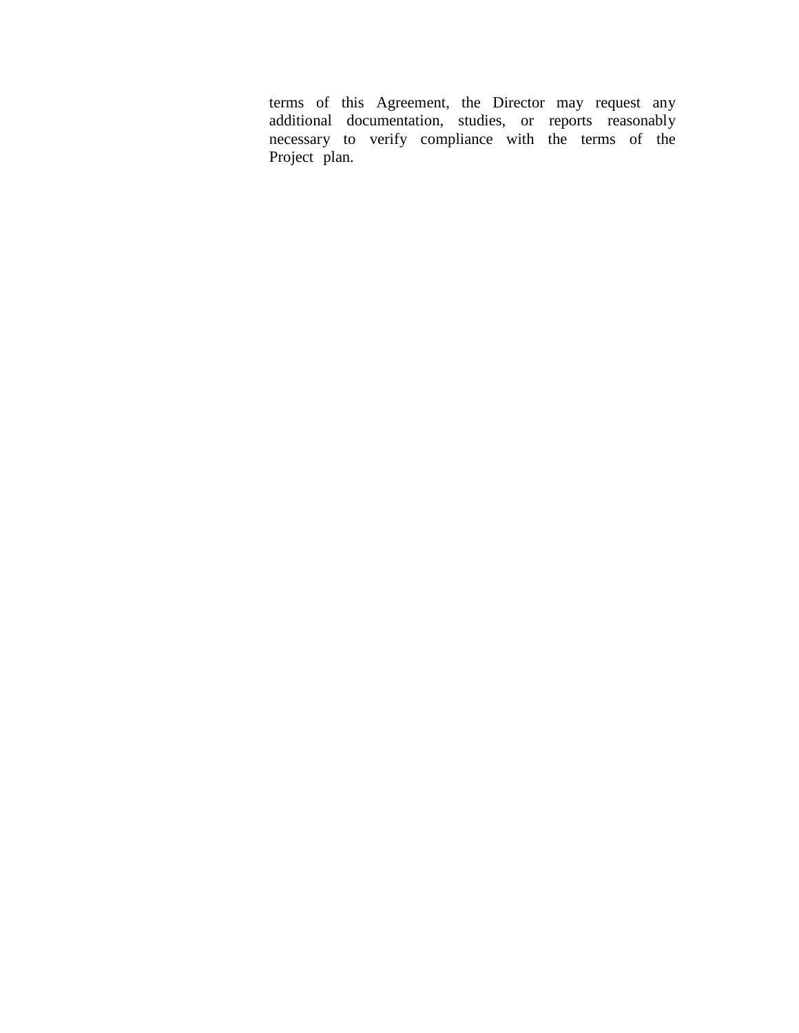terms of this Agreement, the Director may request any additional documentation, studies, or reports reasonably necessary to verify compliance with the terms of the Project plan.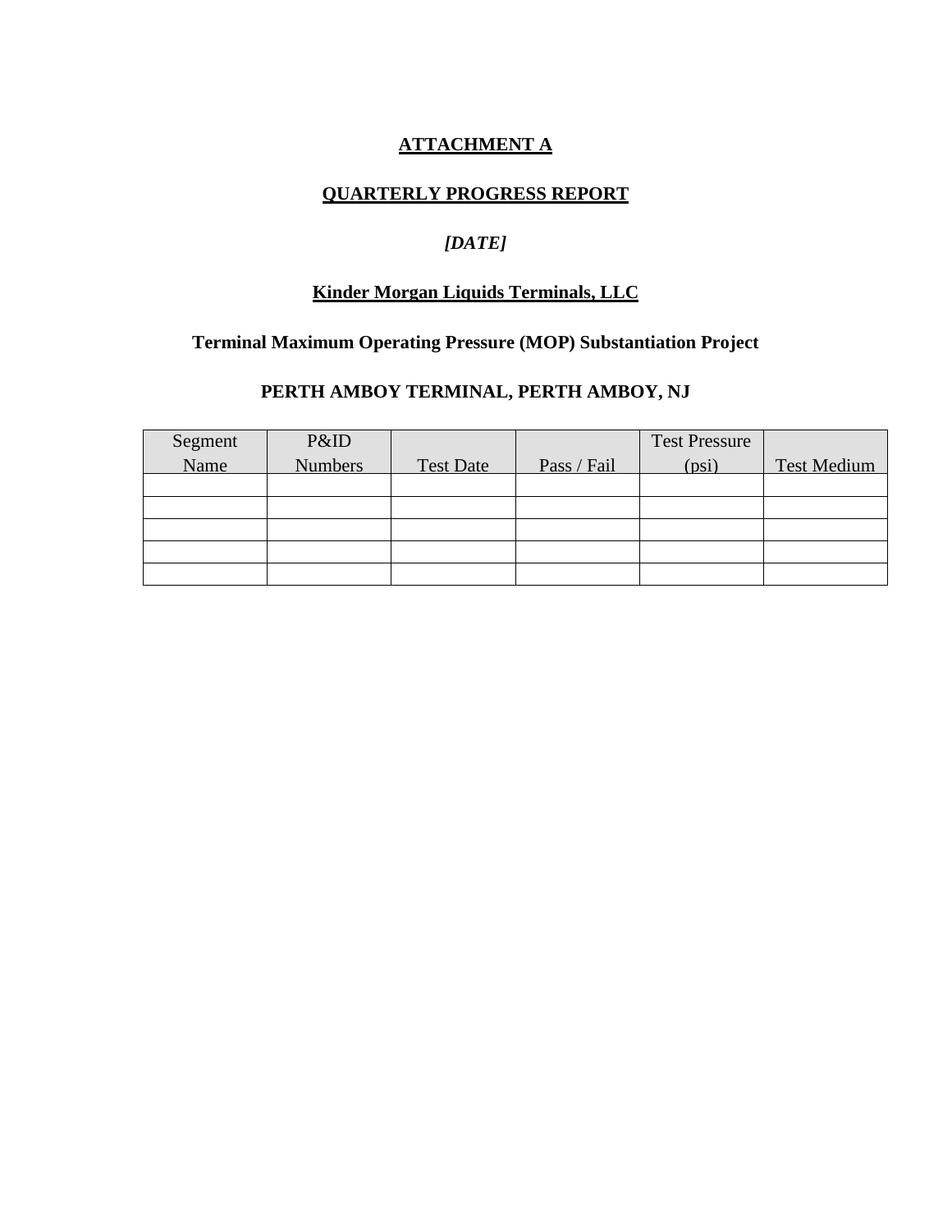**ATTACHMENT A**

**QUARTERLY PROGRESS REPORT**

***[DATE]***

**Kinder Morgan Liquids Terminals, LLC**

**Terminal Maximum Operating Pressure (MOP) Substantiation Project**

**PERTH AMBOY TERMINAL, PERTH AMBOY, NJ**

| Segment Name | P&ID Numbers | Test Date | Pass / Fail | Test Pressure (psi) | Test Medium |
|---|---|---|---|---|---|
| | | | | | |
| | | | | | |
| | | | | | |
| | | | | | |
| | | | | | |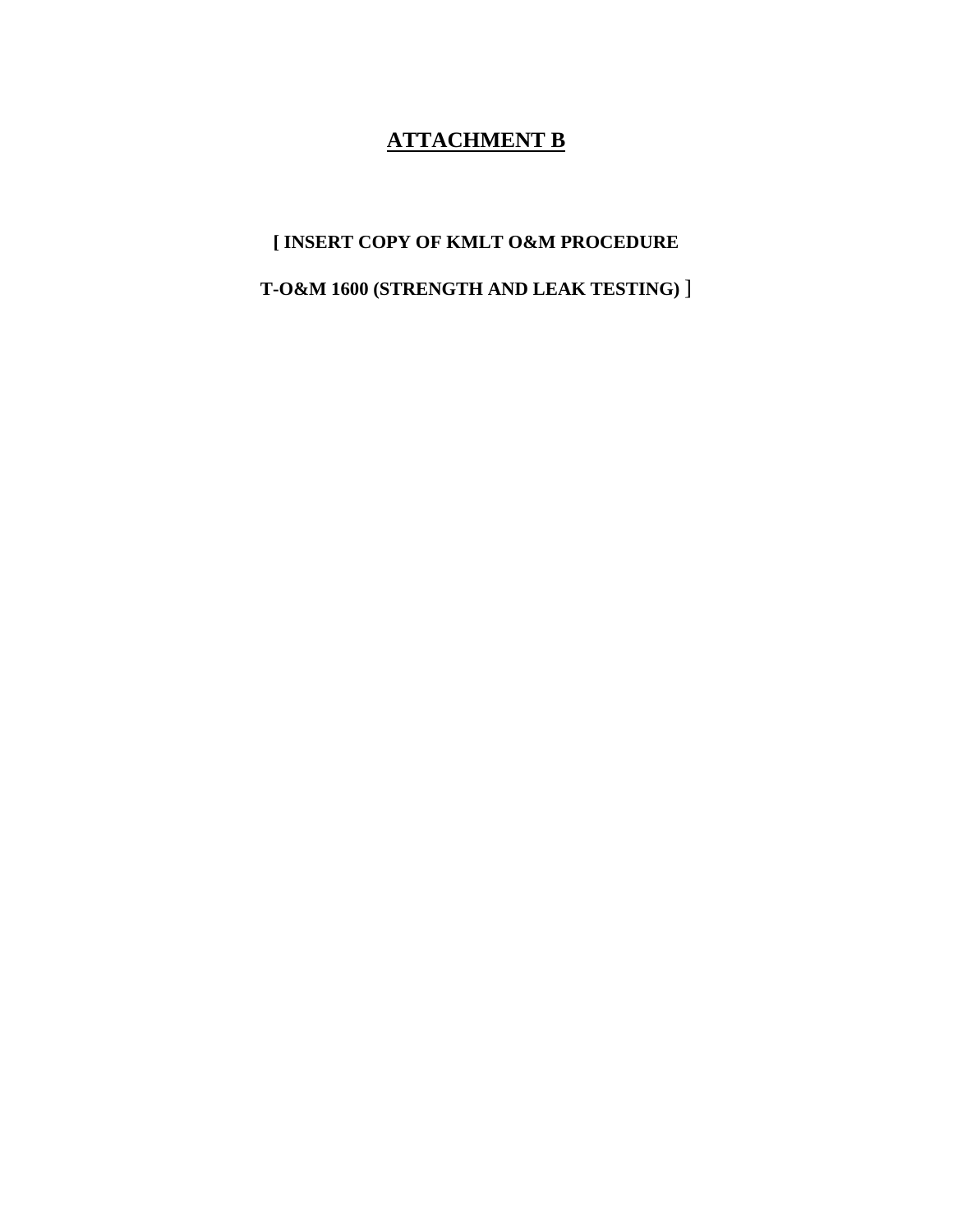# **ATTACHMENT B**

**[ INSERT COPY OF KMLT O&M PROCEDURE**

**T-O&M 1600 (STRENGTH AND LEAK TESTING)** ]